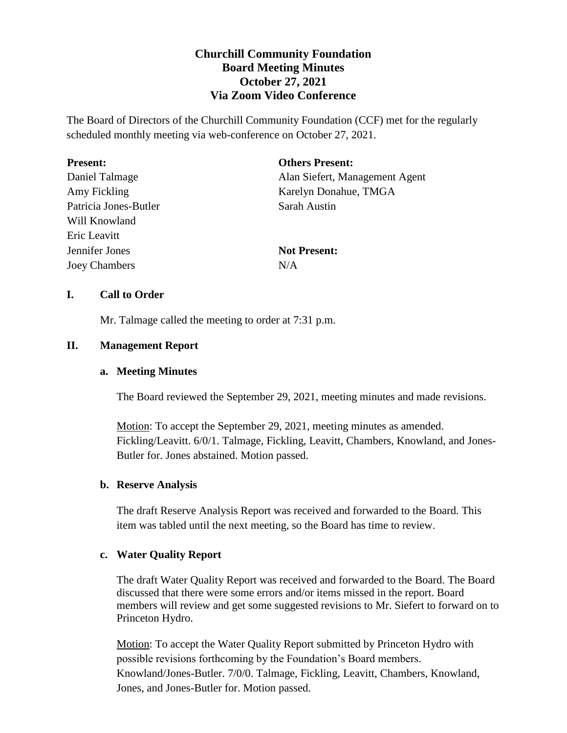# Churchill Community Foundation
## Board Meeting Minutes
## October 27, 2021
## Via Zoom Video Conference

The Board of Directors of the Churchill Community Foundation (CCF) met for the regularly scheduled monthly meeting via web-conference on October 27, 2021.

| **Present:** | **Others Present:** |
|---|---|
| Daniel Talmage | Alan Siefert, Management Agent |
| Amy Fickling | Karelyn Donahue, TMGA |
| Patricia Jones-Butler | Sarah Austin |
| Will Knowland | |
| Eric Leavitt | |
| Jennifer Jones | **Not Present:** |
| Joey Chambers | N/A |

### I. Call to Order

Mr. Talmage called the meeting to order at 7:31 p.m.

### II. Management Report

#### a. Meeting Minutes

The Board reviewed the September 29, 2021, meeting minutes and made revisions.

Motion: To accept the September 29, 2021, meeting minutes as amended. Fickling/Leavitt. 6/0/1. Talmage, Fickling, Leavitt, Chambers, Knowland, and Jones-Butler for. Jones abstained. Motion passed.

#### b. Reserve Analysis

The draft Reserve Analysis Report was received and forwarded to the Board. This item was tabled until the next meeting, so the Board has time to review.

#### c. Water Quality Report

The draft Water Quality Report was received and forwarded to the Board. The Board discussed that there were some errors and/or items missed in the report. Board members will review and get some suggested revisions to Mr. Siefert to forward on to Princeton Hydro.

Motion: To accept the Water Quality Report submitted by Princeton Hydro with possible revisions forthcoming by the Foundation's Board members. Knowland/Jones-Butler. 7/0/0. Talmage, Fickling, Leavitt, Chambers, Knowland, Jones, and Jones-Butler for. Motion passed.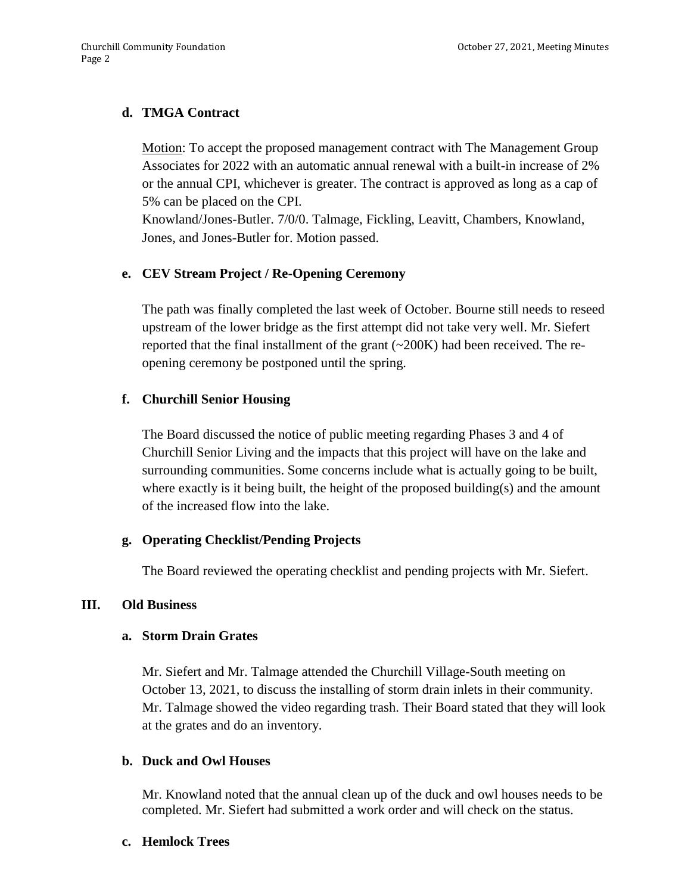**d. TMGA Contract**

Motion: To accept the proposed management contract with The Management Group Associates for 2022 with an automatic annual renewal with a built-in increase of 2% or the annual CPI, whichever is greater. The contract is approved as long as a cap of 5% can be placed on the CPI.
Knowland/Jones-Butler. 7/0/0. Talmage, Fickling, Leavitt, Chambers, Knowland, Jones, and Jones-Butler for. Motion passed.

**e. CEV Stream Project / Re-Opening Ceremony**

The path was finally completed the last week of October. Bourne still needs to reseed upstream of the lower bridge as the first attempt did not take very well. Mr. Siefert reported that the final installment of the grant (~200K) had been received. The re-opening ceremony be postponed until the spring.

**f. Churchill Senior Housing**

The Board discussed the notice of public meeting regarding Phases 3 and 4 of Churchill Senior Living and the impacts that this project will have on the lake and surrounding communities. Some concerns include what is actually going to be built, where exactly is it being built, the height of the proposed building(s) and the amount of the increased flow into the lake.

**g. Operating Checklist/Pending Projects**

The Board reviewed the operating checklist and pending projects with Mr. Siefert.

## III. Old Business

**a. Storm Drain Grates**

Mr. Siefert and Mr. Talmage attended the Churchill Village-South meeting on October 13, 2021, to discuss the installing of storm drain inlets in their community. Mr. Talmage showed the video regarding trash. Their Board stated that they will look at the grates and do an inventory.

**b. Duck and Owl Houses**

Mr. Knowland noted that the annual clean up of the duck and owl houses needs to be completed. Mr. Siefert had submitted a work order and will check on the status.

**c. Hemlock Trees**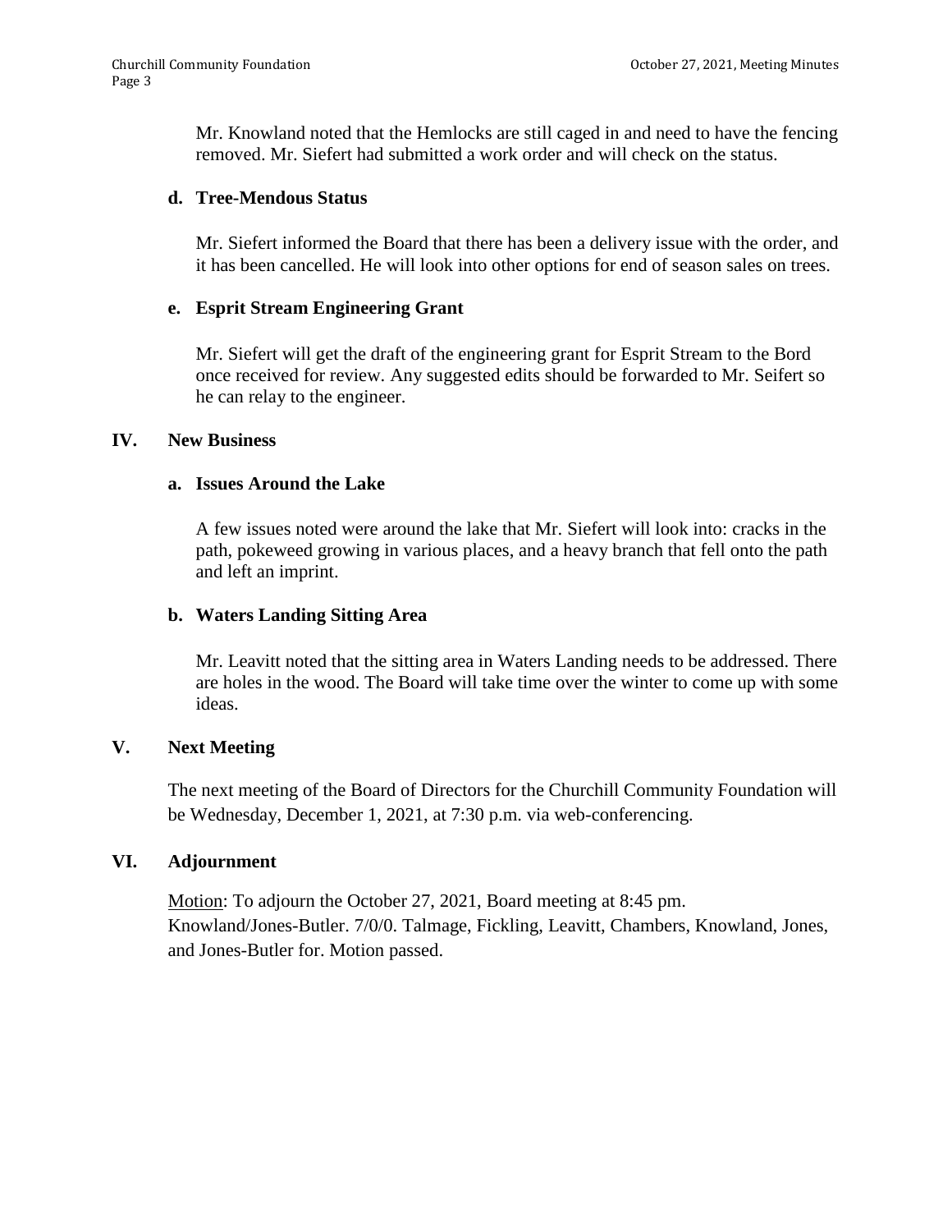Mr. Knowland noted that the Hemlocks are still caged in and need to have the fencing removed. Mr. Siefert had submitted a work order and will check on the status.

**d. Tree-Mendous Status**

Mr. Siefert informed the Board that there has been a delivery issue with the order, and it has been cancelled. He will look into other options for end of season sales on trees.

**e. Esprit Stream Engineering Grant**

Mr. Siefert will get the draft of the engineering grant for Esprit Stream to the Bord once received for review. Any suggested edits should be forwarded to Mr. Seifert so he can relay to the engineer.

## IV. New Business

**a. Issues Around the Lake**

A few issues noted were around the lake that Mr. Siefert will look into: cracks in the path, pokeweed growing in various places, and a heavy branch that fell onto the path and left an imprint.

**b. Waters Landing Sitting Area**

Mr. Leavitt noted that the sitting area in Waters Landing needs to be addressed. There are holes in the wood. The Board will take time over the winter to come up with some ideas.

## V. Next Meeting

The next meeting of the Board of Directors for the Churchill Community Foundation will be Wednesday, December 1, 2021, at 7:30 p.m. via web-conferencing.

## VI. Adjournment

Motion: To adjourn the October 27, 2021, Board meeting at 8:45 pm. Knowland/Jones-Butler. 7/0/0. Talmage, Fickling, Leavitt, Chambers, Knowland, Jones, and Jones-Butler for. Motion passed.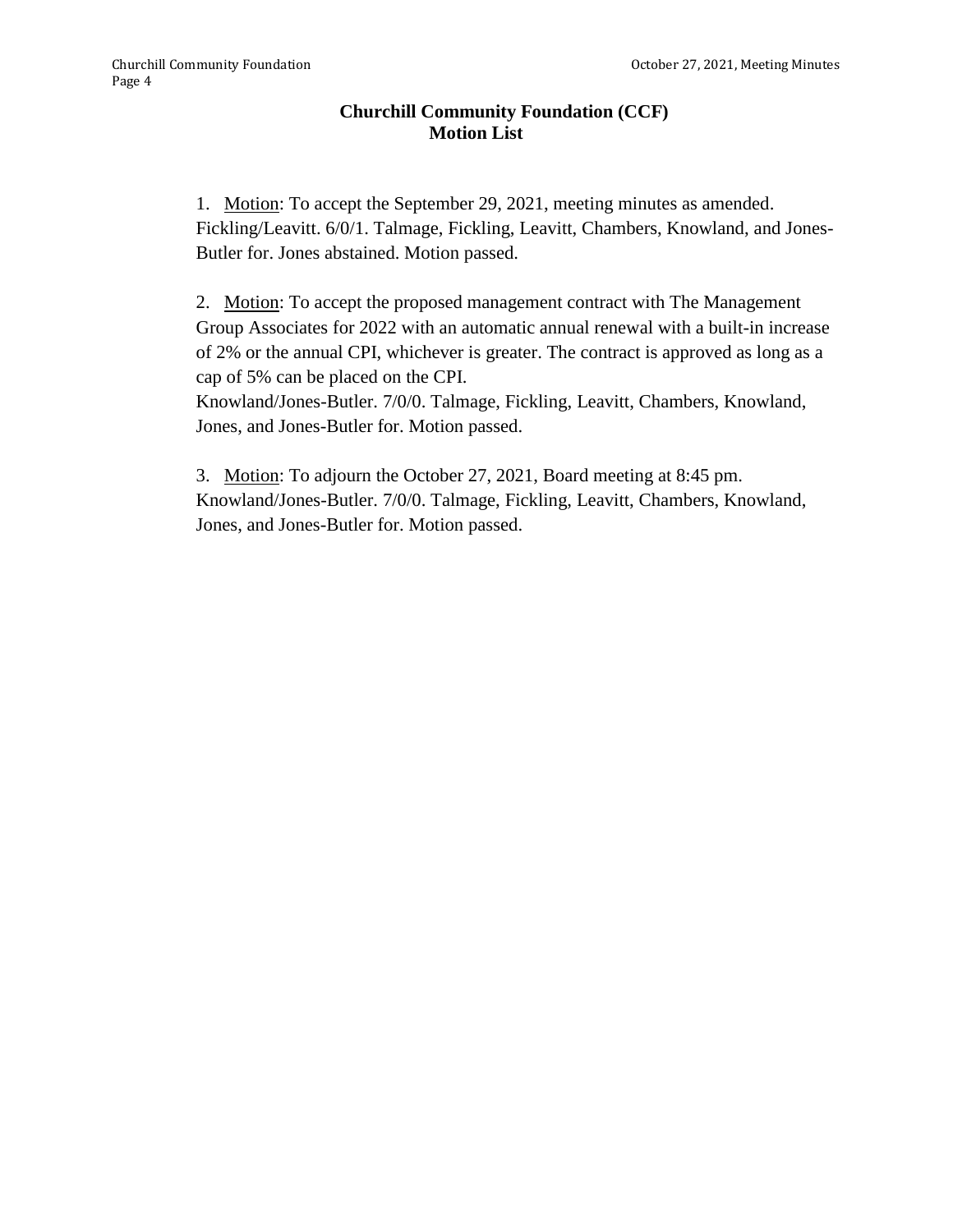# Churchill Community Foundation (CCF)
## Motion List

1. <u>Motion</u>: To accept the September 29, 2021, meeting minutes as amended. Fickling/Leavitt. 6/0/1. Talmage, Fickling, Leavitt, Chambers, Knowland, and Jones-Butler for. Jones abstained. Motion passed.

2. <u>Motion</u>: To accept the proposed management contract with The Management Group Associates for 2022 with an automatic annual renewal with a built-in increase of 2% or the annual CPI, whichever is greater. The contract is approved as long as a cap of 5% can be placed on the CPI.
Knowland/Jones-Butler. 7/0/0. Talmage, Fickling, Leavitt, Chambers, Knowland, Jones, and Jones-Butler for. Motion passed.

3. <u>Motion</u>: To adjourn the October 27, 2021, Board meeting at 8:45 pm. Knowland/Jones-Butler. 7/0/0. Talmage, Fickling, Leavitt, Chambers, Knowland, Jones, and Jones-Butler for. Motion passed.